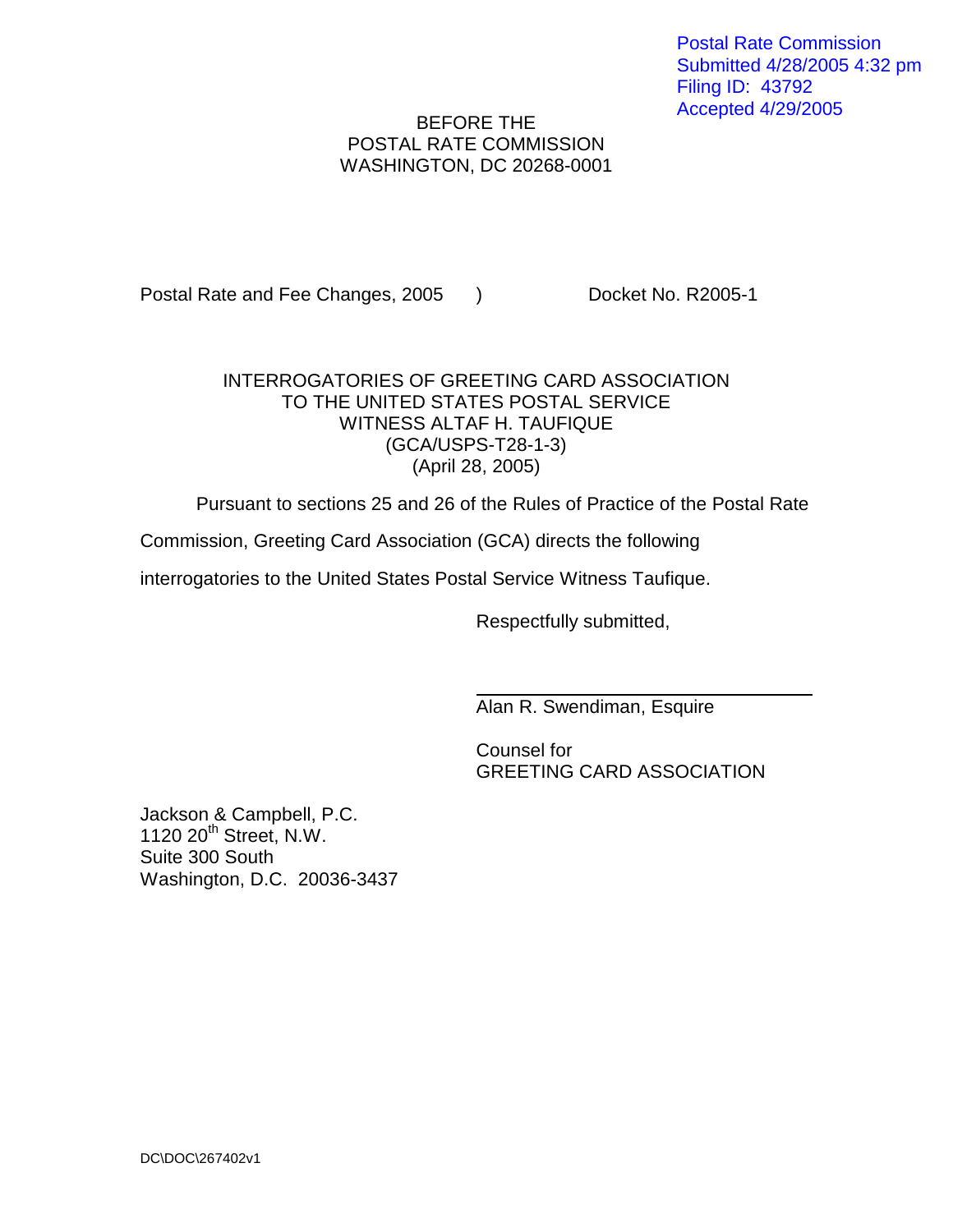Postal Rate Commission
Submitted 4/28/2005 4:32 pm
Filing ID: 43792
Accepted 4/29/2005

BEFORE THE
POSTAL RATE COMMISSION
WASHINGTON, DC 20268-0001

Postal Rate and Fee Changes, 2005 ) Docket No. R2005-1

INTERROGATORIES OF GREETING CARD ASSOCIATION
TO THE UNITED STATES POSTAL SERVICE
WITNESS ALTAF H. TAUFIQUE
(GCA/USPS-T28-1-3)
(April 28, 2005)

Pursuant to sections 25 and 26 of the Rules of Practice of the Postal Rate Commission, Greeting Card Association (GCA) directs the following interrogatories to the United States Postal Service Witness Taufique.

Respectfully submitted,

Alan R. Swendiman, Esquire

Counsel for
GREETING CARD ASSOCIATION

Jackson & Campbell, P.C.
1120 20th Street, N.W.
Suite 300 South
Washington, D.C. 20036-3437

DC\DOC\267402v1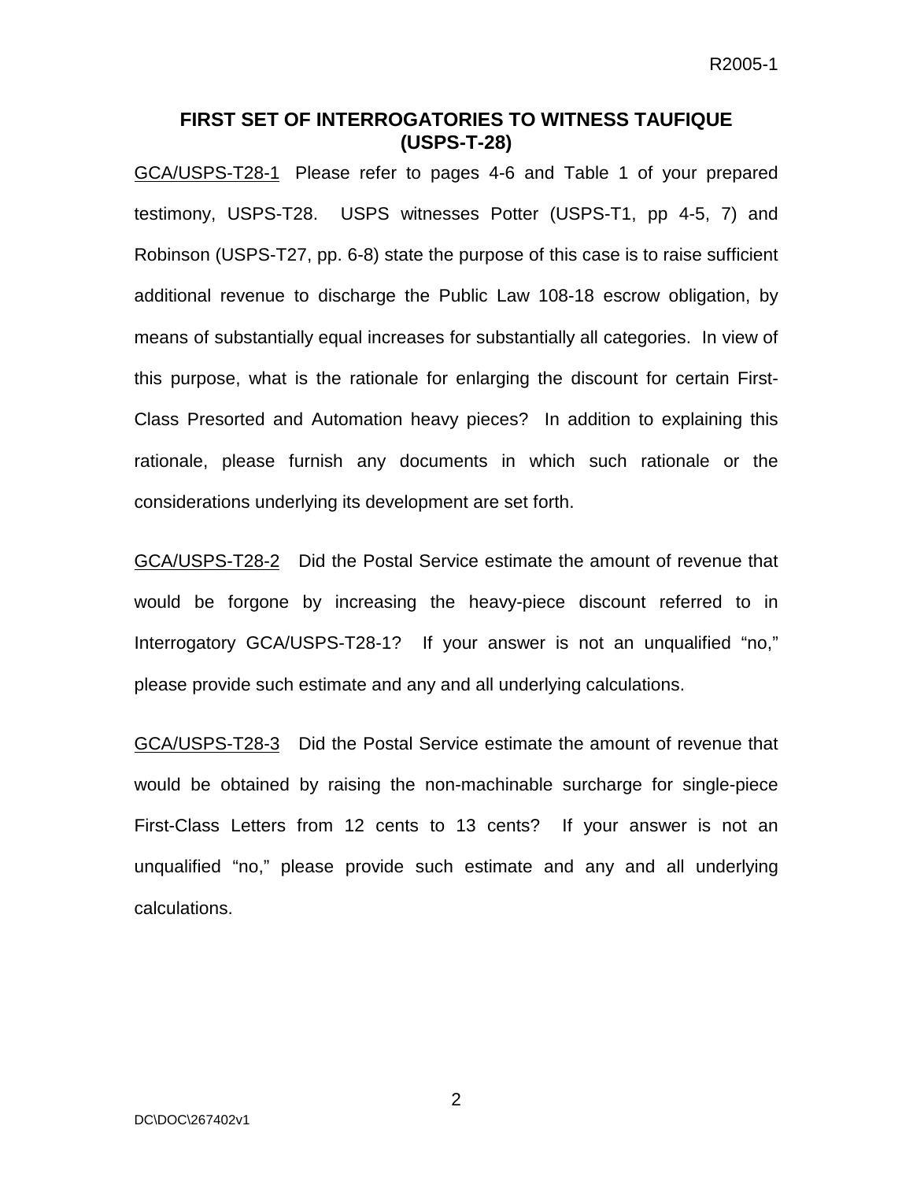## FIRST SET OF INTERROGATORIES TO WITNESS TAUFIQUE (USPS-T-28)

GCA/USPS-T28-1 Please refer to pages 4-6 and Table 1 of your prepared testimony, USPS-T28. USPS witnesses Potter (USPS-T1, pp 4-5, 7) and Robinson (USPS-T27, pp. 6-8) state the purpose of this case is to raise sufficient additional revenue to discharge the Public Law 108-18 escrow obligation, by means of substantially equal increases for substantially all categories. In view of this purpose, what is the rationale for enlarging the discount for certain First-Class Presorted and Automation heavy pieces? In addition to explaining this rationale, please furnish any documents in which such rationale or the considerations underlying its development are set forth.

GCA/USPS-T28-2 Did the Postal Service estimate the amount of revenue that would be forgone by increasing the heavy-piece discount referred to in Interrogatory GCA/USPS-T28-1? If your answer is not an unqualified "no," please provide such estimate and any and all underlying calculations.

GCA/USPS-T28-3 Did the Postal Service estimate the amount of revenue that would be obtained by raising the non-machinable surcharge for single-piece First-Class Letters from 12 cents to 13 cents? If your answer is not an unqualified "no," please provide such estimate and any and all underlying calculations.

DC\DOC\267402v1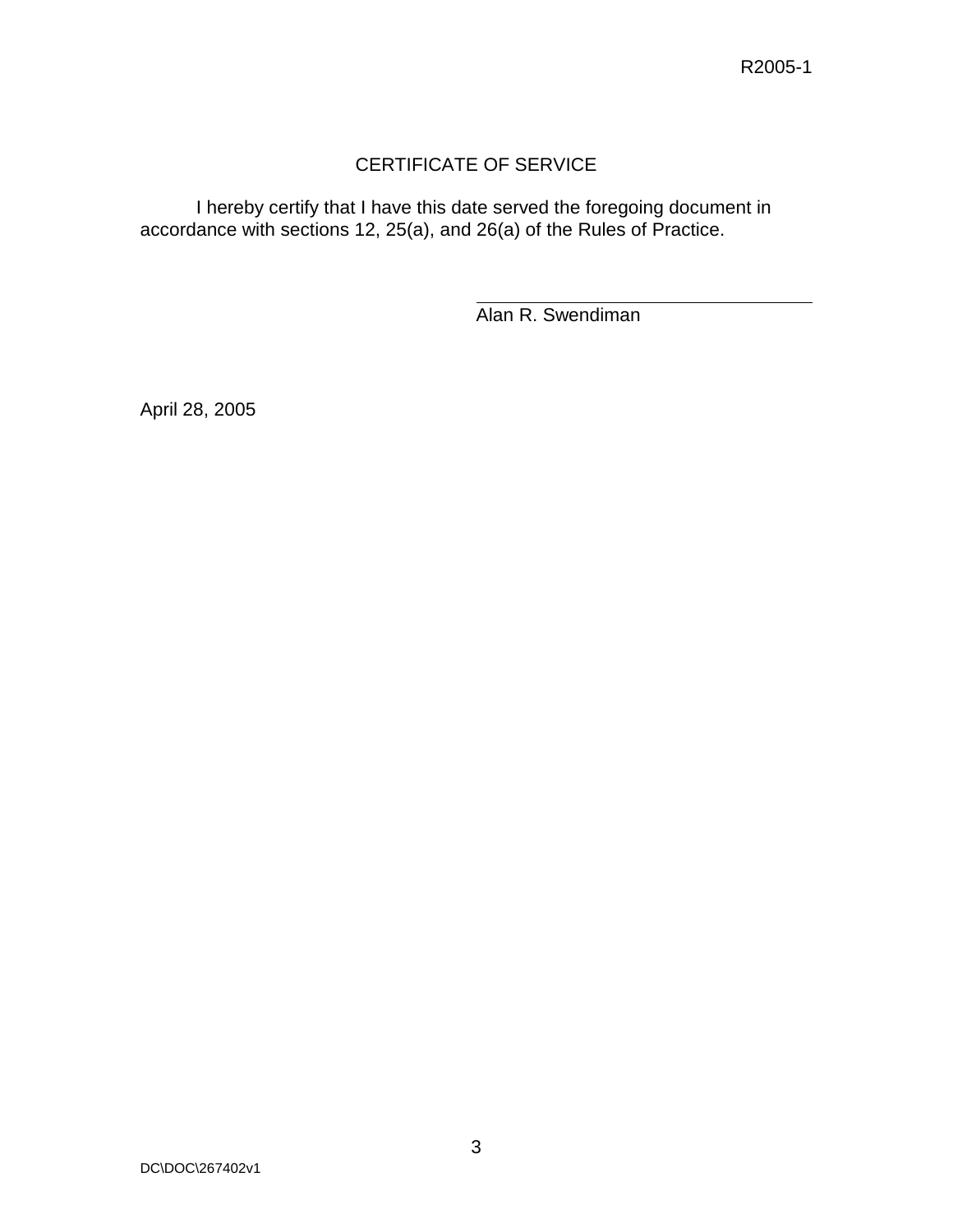## CERTIFICATE OF SERVICE

I hereby certify that I have this date served the foregoing document in accordance with sections 12, 25(a), and 26(a) of the Rules of Practice.

\_\_\_\_\_\_\_\_\_\_\_\_\_\_\_\_\_\_\_\_\_\_\_\_\_\_\_\_\_\_\_\_\_\_\_

Alan R. Swendiman

April 28, 2005

DC\DOC\267402v1